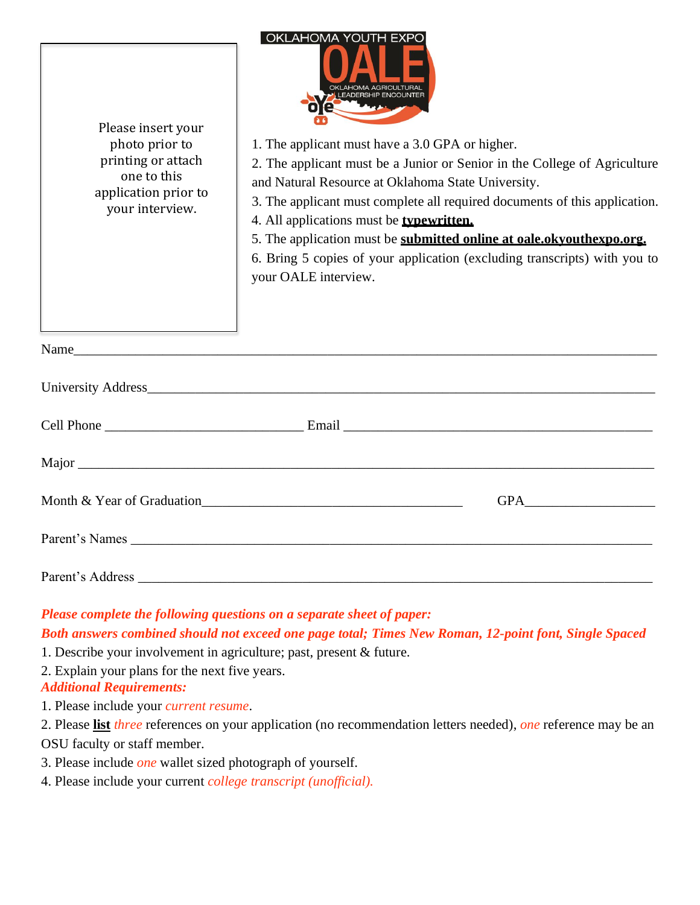Please insert your photo prior to printing or attach one to this application prior to your interview.

OKLAHOMA YOUTH EXPO

OALE

OKLAHOMA AGRICULTURAL LEADERSHIP ENCOUNTER

1. The applicant must have a 3.0 GPA or higher.
2. The applicant must be a Junior or Senior in the College of Agriculture and Natural Resource at Oklahoma State University.
3. The applicant must complete all required documents of this application.
4. All applications must be **typewritten.**
5. The application must be **submitted online at oale.okyouthexpo.org.**
6. Bring 5 copies of your application (excluding transcripts) with you to your OALE interview.

Name_______________________________________________________________________________

University Address____________________________________________________________________

Cell Phone ____________________________ Email ____________________________________________

Major ______________________________________________________________________________

Month & Year of Graduation_____________________________________ GPA__________________

Parent's Names ________________________________________________________________________

Parent's Address _______________________________________________________________________

***Please complete the following questions on a separate sheet of paper:***

***Both answers combined should not exceed one page total; Times New Roman, 12-point font, Single Spaced***

1. Describe your involvement in agriculture; past, present & future.
2. Explain your plans for the next five years.

***Additional Requirements:***

1. Please include your *current resume*.
2. Please **list** *three* references on your application (no recommendation letters needed), *one* reference may be an OSU faculty or staff member.
3. Please include *one* wallet sized photograph of yourself.
4. Please include your current *college transcript (unofficial).*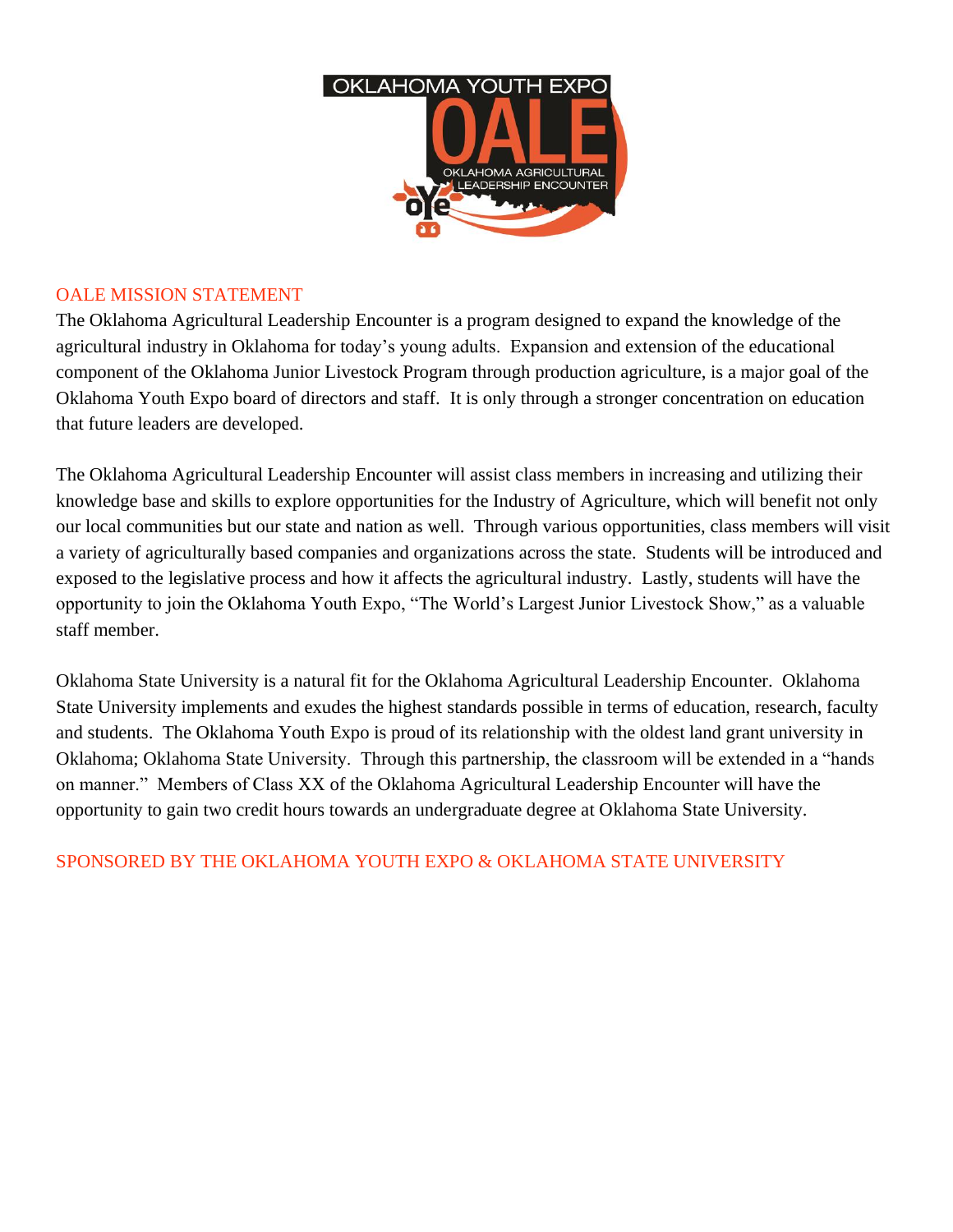## OALE MISSION STATEMENT

The Oklahoma Agricultural Leadership Encounter is a program designed to expand the knowledge of the agricultural industry in Oklahoma for today's young adults. Expansion and extension of the educational component of the Oklahoma Junior Livestock Program through production agriculture, is a major goal of the Oklahoma Youth Expo board of directors and staff. It is only through a stronger concentration on education that future leaders are developed.

The Oklahoma Agricultural Leadership Encounter will assist class members in increasing and utilizing their knowledge base and skills to explore opportunities for the Industry of Agriculture, which will benefit not only our local communities but our state and nation as well. Through various opportunities, class members will visit a variety of agriculturally based companies and organizations across the state. Students will be introduced and exposed to the legislative process and how it affects the agricultural industry. Lastly, students will have the opportunity to join the Oklahoma Youth Expo, "The World's Largest Junior Livestock Show," as a valuable staff member.

Oklahoma State University is a natural fit for the Oklahoma Agricultural Leadership Encounter. Oklahoma State University implements and exudes the highest standards possible in terms of education, research, faculty and students. The Oklahoma Youth Expo is proud of its relationship with the oldest land grant university in Oklahoma; Oklahoma State University. Through this partnership, the classroom will be extended in a "hands on manner." Members of Class XX of the Oklahoma Agricultural Leadership Encounter will have the opportunity to gain two credit hours towards an undergraduate degree at Oklahoma State University.

SPONSORED BY THE OKLAHOMA YOUTH EXPO & OKLAHOMA STATE UNIVERSITY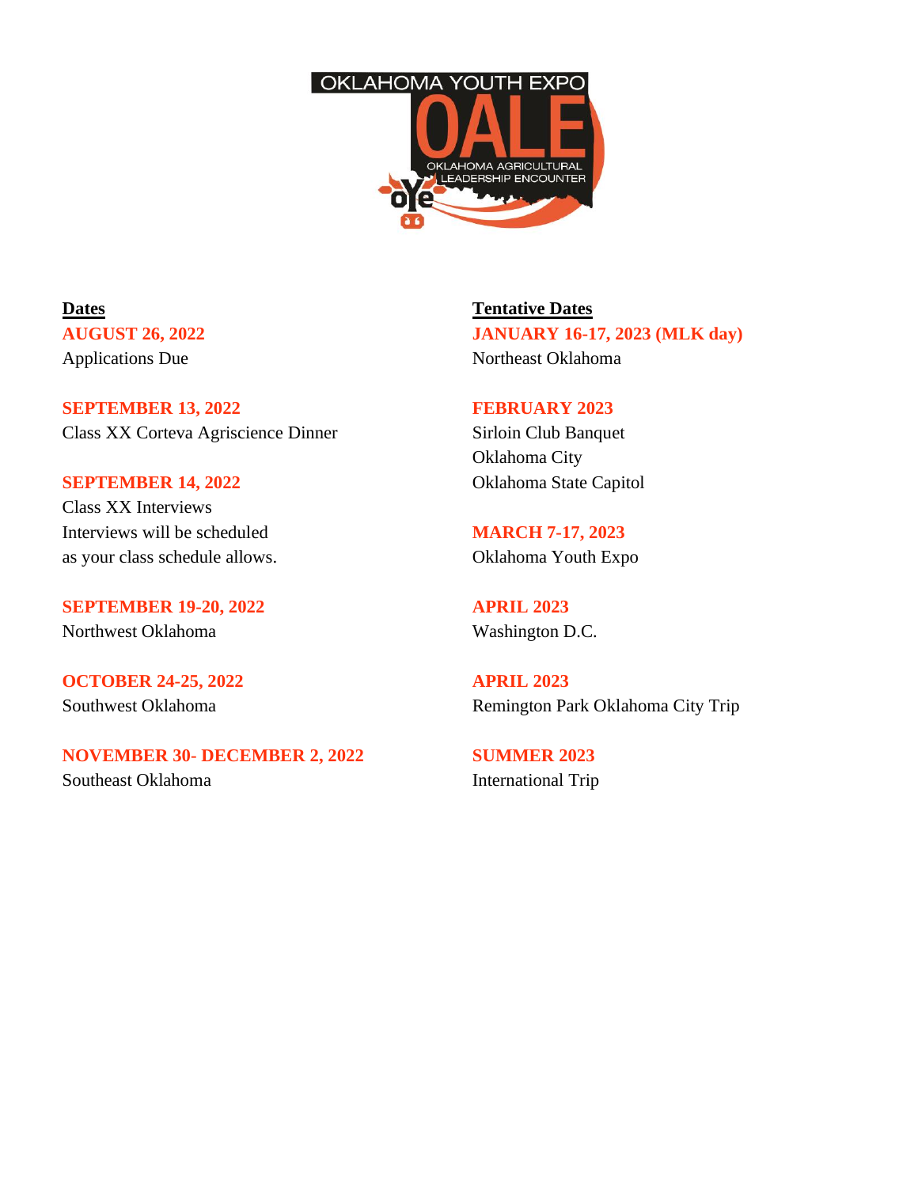**Dates**

**AUGUST 26, 2022**
Applications Due

**SEPTEMBER 13, 2022**
Class XX Corteva Agriscience Dinner

**SEPTEMBER 14, 2022**
Class XX Interviews
Interviews will be scheduled
as your class schedule allows.

**SEPTEMBER 19-20, 2022**
Northwest Oklahoma

**OCTOBER 24-25, 2022**
Southwest Oklahoma

**NOVEMBER 30- DECEMBER 2, 2022**
Southeast Oklahoma

**Tentative Dates**

**JANUARY 16-17, 2023 (MLK day)**
Northeast Oklahoma

**FEBRUARY 2023**
Sirloin Club Banquet
Oklahoma City
Oklahoma State Capitol

**MARCH 7-17, 2023**
Oklahoma Youth Expo

**APRIL 2023**
Washington D.C.

**APRIL 2023**
Remington Park Oklahoma City Trip

**SUMMER 2023**
International Trip